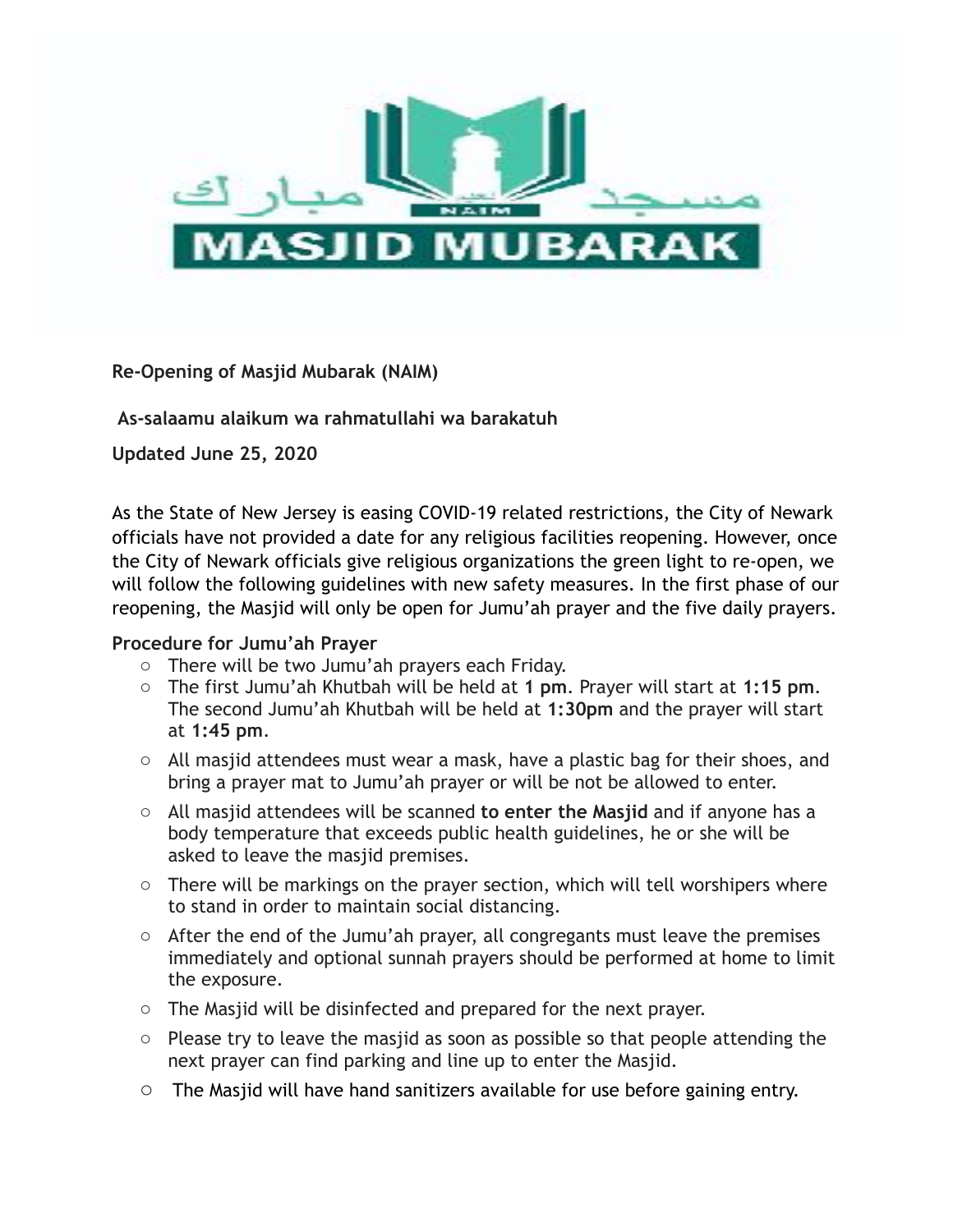مسجد مبارک

NAIM

MASJID MUBARAK

**Re-Opening of Masjid Mubarak (NAIM)**

**As-salaamu alaikum wa rahmatullahi wa barakatuh**

**Updated June 25, 2020**

As the State of New Jersey is easing COVID-19 related restrictions, the City of Newark officials have not provided a date for any religious facilities reopening. However, once the City of Newark officials give religious organizations the green light to re-open, we will follow the following guidelines with new safety measures. In the first phase of our reopening, the Masjid will only be open for Jumu'ah prayer and the five daily prayers.

**Procedure for Jumu'ah Prayer**

- There will be two Jumu'ah prayers each Friday.
- The first Jumu'ah Khutbah will be held at **1 pm**. Prayer will start at **1:15 pm**. The second Jumu'ah Khutbah will be held at **1:30pm** and the prayer will start at **1:45 pm**.
- All masjid attendees must wear a mask, have a plastic bag for their shoes, and bring a prayer mat to Jumu'ah prayer or will be not be allowed to enter.
- All masjid attendees will be scanned **to enter the Masjid** and if anyone has a body temperature that exceeds public health guidelines, he or she will be asked to leave the masjid premises.
- There will be markings on the prayer section, which will tell worshipers where to stand in order to maintain social distancing.
- After the end of the Jumu'ah prayer, all congregants must leave the premises immediately and optional sunnah prayers should be performed at home to limit the exposure.
- The Masjid will be disinfected and prepared for the next prayer.
- Please try to leave the masjid as soon as possible so that people attending the next prayer can find parking and line up to enter the Masjid.
- The Masjid will have hand sanitizers available for use before gaining entry.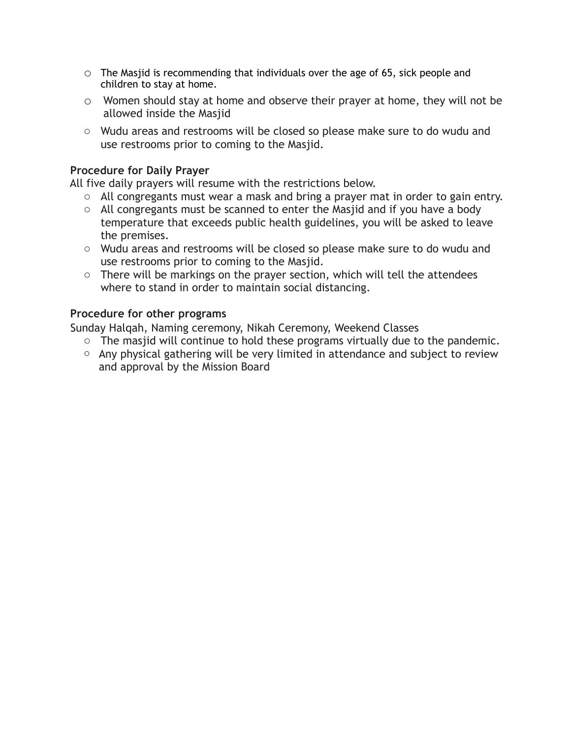- The Masjid is recommending that individuals over the age of 65, sick people and children to stay at home.
- Women should stay at home and observe their prayer at home, they will not be allowed inside the Masjid
- Wudu areas and restrooms will be closed so please make sure to do wudu and use restrooms prior to coming to the Masjid.

**Procedure for Daily Prayer**

All five daily prayers will resume with the restrictions below.

- All congregants must wear a mask and bring a prayer mat in order to gain entry.
- All congregants must be scanned to enter the Masjid and if you have a body temperature that exceeds public health guidelines, you will be asked to leave the premises.
- Wudu areas and restrooms will be closed so please make sure to do wudu and use restrooms prior to coming to the Masjid.
- There will be markings on the prayer section, which will tell the attendees where to stand in order to maintain social distancing.

**Procedure for other programs**

Sunday Halqah, Naming ceremony, Nikah Ceremony, Weekend Classes

- The masjid will continue to hold these programs virtually due to the pandemic.
- Any physical gathering will be very limited in attendance and subject to review and approval by the Mission Board